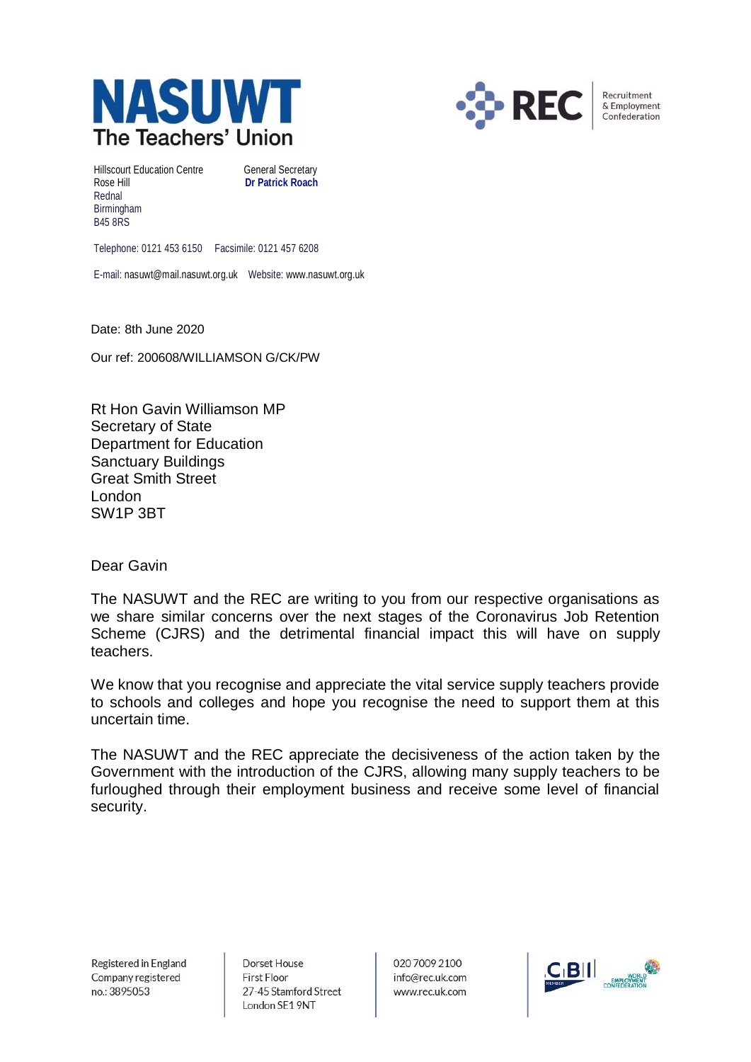**NASUWT**
**The Teachers' Union**

**REC** Recruitment & Employment Confederation

Hillscourt Education Centre
Rose Hill
Rednal
Birmingham
B45 8RS

General Secretary
**Dr Patrick Roach**

Telephone: 0121 453 6150  Facsimile: 0121 457 6208

E-mail: nasuwt@mail.nasuwt.org.uk  Website: www.nasuwt.org.uk

Date: 8th June 2020

Our ref: 200608/WILLIAMSON G/CK/PW

Rt Hon Gavin Williamson MP
Secretary of State
Department for Education
Sanctuary Buildings
Great Smith Street
London
SW1P 3BT

Dear Gavin

The NASUWT and the REC are writing to you from our respective organisations as we share similar concerns over the next stages of the Coronavirus Job Retention Scheme (CJRS) and the detrimental financial impact this will have on supply teachers.

We know that you recognise and appreciate the vital service supply teachers provide to schools and colleges and hope you recognise the need to support them at this uncertain time.

The NASUWT and the REC appreciate the decisiveness of the action taken by the Government with the introduction of the CJRS, allowing many supply teachers to be furloughed through their employment business and receive some level of financial security.

Registered in England
Company registered
no.: 3895053

Dorset House
First Floor
27-45 Stamford Street
London SE1 9NT

020 7009 2100
info@rec.uk.com
www.rec.uk.com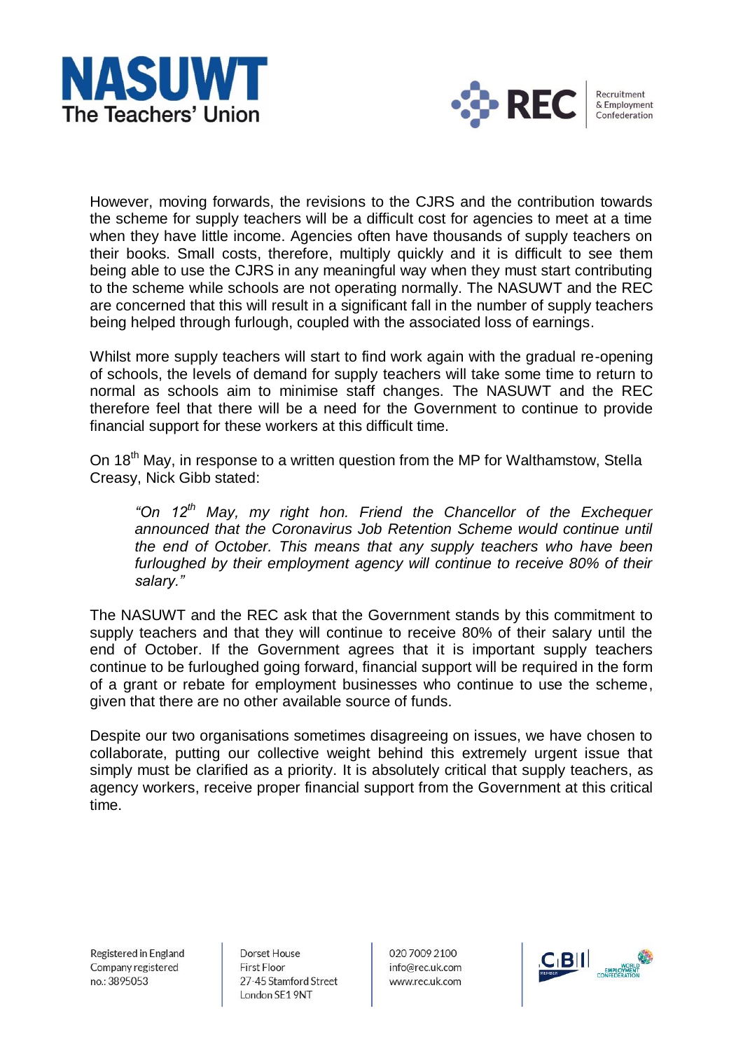However, moving forwards, the revisions to the CJRS and the contribution towards the scheme for supply teachers will be a difficult cost for agencies to meet at a time when they have little income. Agencies often have thousands of supply teachers on their books. Small costs, therefore, multiply quickly and it is difficult to see them being able to use the CJRS in any meaningful way when they must start contributing to the scheme while schools are not operating normally. The NASUWT and the REC are concerned that this will result in a significant fall in the number of supply teachers being helped through furlough, coupled with the associated loss of earnings.

Whilst more supply teachers will start to find work again with the gradual re-opening of schools, the levels of demand for supply teachers will take some time to return to normal as schools aim to minimise staff changes. The NASUWT and the REC therefore feel that there will be a need for the Government to continue to provide financial support for these workers at this difficult time.

On 18th May, in response to a written question from the MP for Walthamstow, Stella Creasy, Nick Gibb stated:

> *"On 12th May, my right hon. Friend the Chancellor of the Exchequer announced that the Coronavirus Job Retention Scheme would continue until the end of October. This means that any supply teachers who have been furloughed by their employment agency will continue to receive 80% of their salary."*

The NASUWT and the REC ask that the Government stands by this commitment to supply teachers and that they will continue to receive 80% of their salary until the end of October. If the Government agrees that it is important supply teachers continue to be furloughed going forward, financial support will be required in the form of a grant or rebate for employment businesses who continue to use the scheme, given that there are no other available source of funds.

Despite our two organisations sometimes disagreeing on issues, we have chosen to collaborate, putting our collective weight behind this extremely urgent issue that simply must be clarified as a priority. It is absolutely critical that supply teachers, as agency workers, receive proper financial support from the Government at this critical time.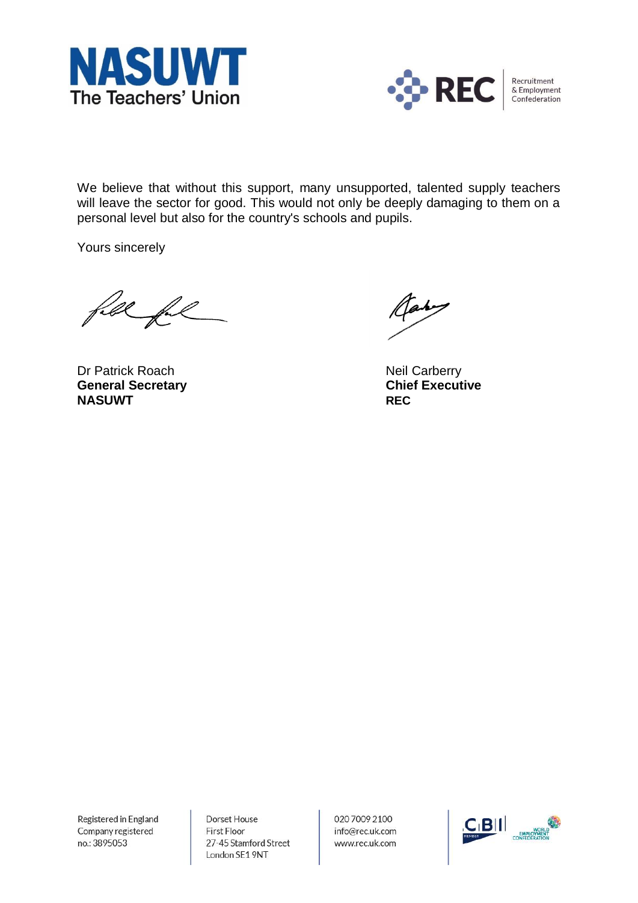We believe that without this support, many unsupported, talented supply teachers will leave the sector for good. This would not only be deeply damaging to them on a personal level but also for the country's schools and pupils.

Yours sincerely

Dr Patrick Roach
**General Secretary**
**NASUWT**

Neil Carberry
**Chief Executive**
**REC**

Registered in England
Company registered
no.: 3895053

Dorset House
First Floor
27-45 Stamford Street
London SE1 9NT

020 7009 2100
info@rec.uk.com
www.rec.uk.com